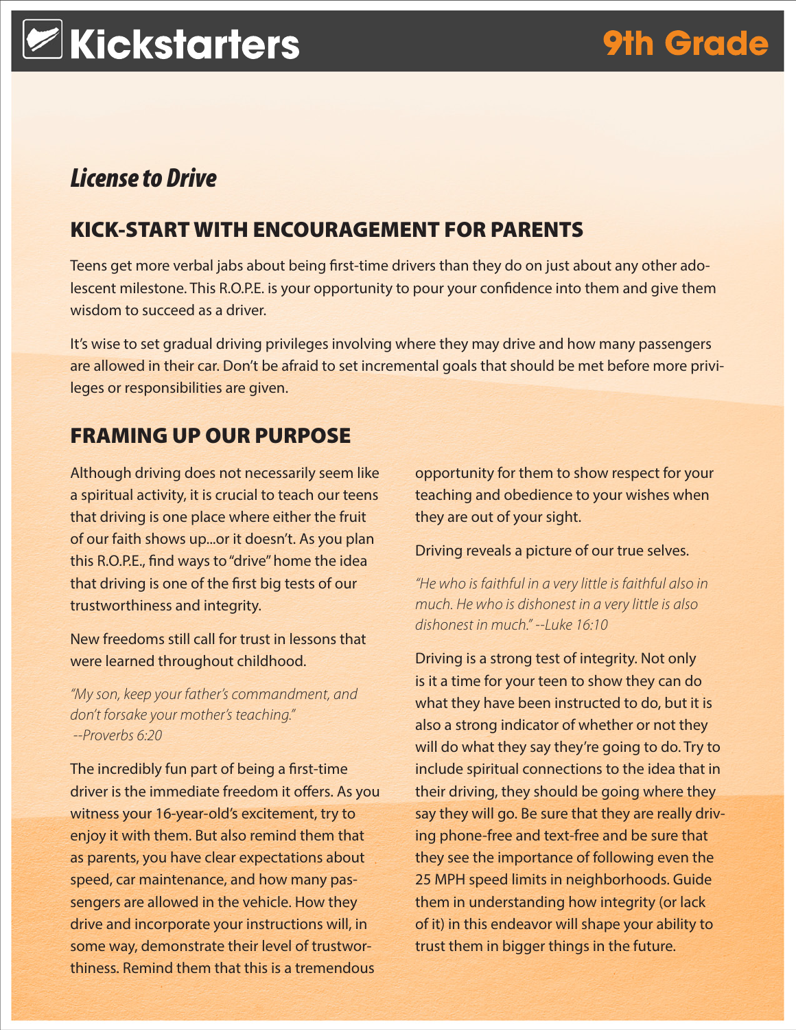# Kickstarters 9th Grade

## *License to Drive*

## KICK-START WITH ENCOURAGEMENT FOR PARENTS

Teens get more verbal jabs about being first-time drivers than they do on just about any other adolescent milestone. This R.O.P.E. is your opportunity to pour your confidence into them and give them wisdom to succeed as a driver.

It's wise to set gradual driving privileges involving where they may drive and how many passengers are allowed in their car. Don't be afraid to set incremental goals that should be met before more privileges or responsibilities are given.

## FRAMING UP OUR PURPOSE

Although driving does not necessarily seem like a spiritual activity, it is crucial to teach our teens that driving is one place where either the fruit of our faith shows up...or it doesn't. As you plan this R.O.P.E., find ways to "drive" home the idea that driving is one of the first big tests of our trustworthiness and integrity.

New freedoms still call for trust in lessons that were learned throughout childhood.

*"My son, keep your father's commandment, and don't forsake your mother's teaching." --Proverbs 6:20*

The incredibly fun part of being a first-time driver is the immediate freedom it offers. As you witness your 16-year-old's excitement, try to enjoy it with them. But also remind them that as parents, you have clear expectations about speed, car maintenance, and how many passengers are allowed in the vehicle. How they drive and incorporate your instructions will, in some way, demonstrate their level of trustworthiness. Remind them that this is a tremendous opportunity for them to show respect for your teaching and obedience to your wishes when they are out of your sight.

Driving reveals a picture of our true selves.

*"He who is faithful in a very little is faithful also in much. He who is dishonest in a very little is also dishonest in much." --Luke 16:10*

Driving is a strong test of integrity. Not only is it a time for your teen to show they can do what they have been instructed to do, but it is also a strong indicator of whether or not they will do what they say they're going to do. Try to include spiritual connections to the idea that in their driving, they should be going where they say they will go. Be sure that they are really driving phone-free and text-free and be sure that they see the importance of following even the 25 MPH speed limits in neighborhoods. Guide them in understanding how integrity (or lack of it) in this endeavor will shape your ability to trust them in bigger things in the future.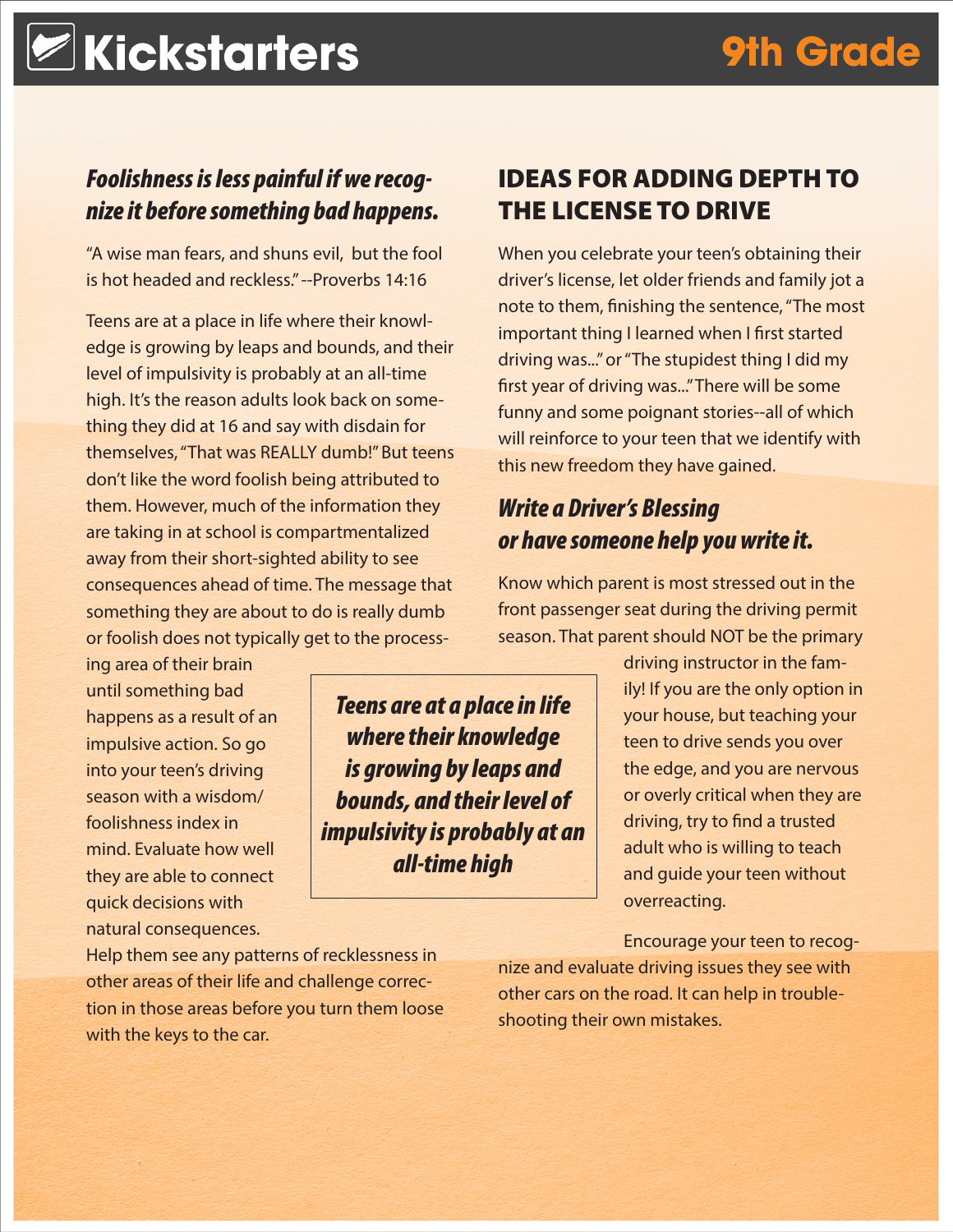# Kickstarters 9th Grade

### *Foolishness is less painful if we recognize it before something bad happens.*

"A wise man fears, and shuns evil, but the fool is hot headed and reckless." --Proverbs 14:16

Teens are at a place in life where their knowledge is growing by leaps and bounds, and their level of impulsivity is probably at an all-time high. It's the reason adults look back on something they did at 16 and say with disdain for themselves, "That was REALLY dumb!" But teens don't like the word foolish being attributed to them. However, much of the information they are taking in at school is compartmentalized away from their short-sighted ability to see consequences ahead of time. The message that something they are about to do is really dumb or foolish does not typically get to the processing area of their brain until something bad happens as a result of an impulsive action. So go into your teen's driving season with a wisdom/foolishness index in mind. Evaluate how well they are able to connect quick decisions with natural consequences. Help them see any patterns of recklessness in other areas of their life and challenge correction in those areas before you turn them loose with the keys to the car.

> ***Teens are at a place in life where their knowledge is growing by leaps and bounds, and their level of impulsivity is probably at an all-time high***

## IDEAS FOR ADDING DEPTH TO THE LICENSE TO DRIVE

When you celebrate your teen's obtaining their driver's license, let older friends and family jot a note to them, finishing the sentence, "The most important thing I learned when I first started driving was..." or "The stupidest thing I did my first year of driving was..." There will be some funny and some poignant stories--all of which will reinforce to your teen that we identify with this new freedom they have gained.

### *Write a Driver's Blessing or have someone help you write it.*

Know which parent is most stressed out in the front passenger seat during the driving permit season. That parent should NOT be the primary driving instructor in the family! If you are the only option in your house, but teaching your teen to drive sends you over the edge, and you are nervous or overly critical when they are driving, try to find a trusted adult who is willing to teach and guide your teen without overreacting.

Encourage your teen to recognize and evaluate driving issues they see with other cars on the road. It can help in troubleshooting their own mistakes.